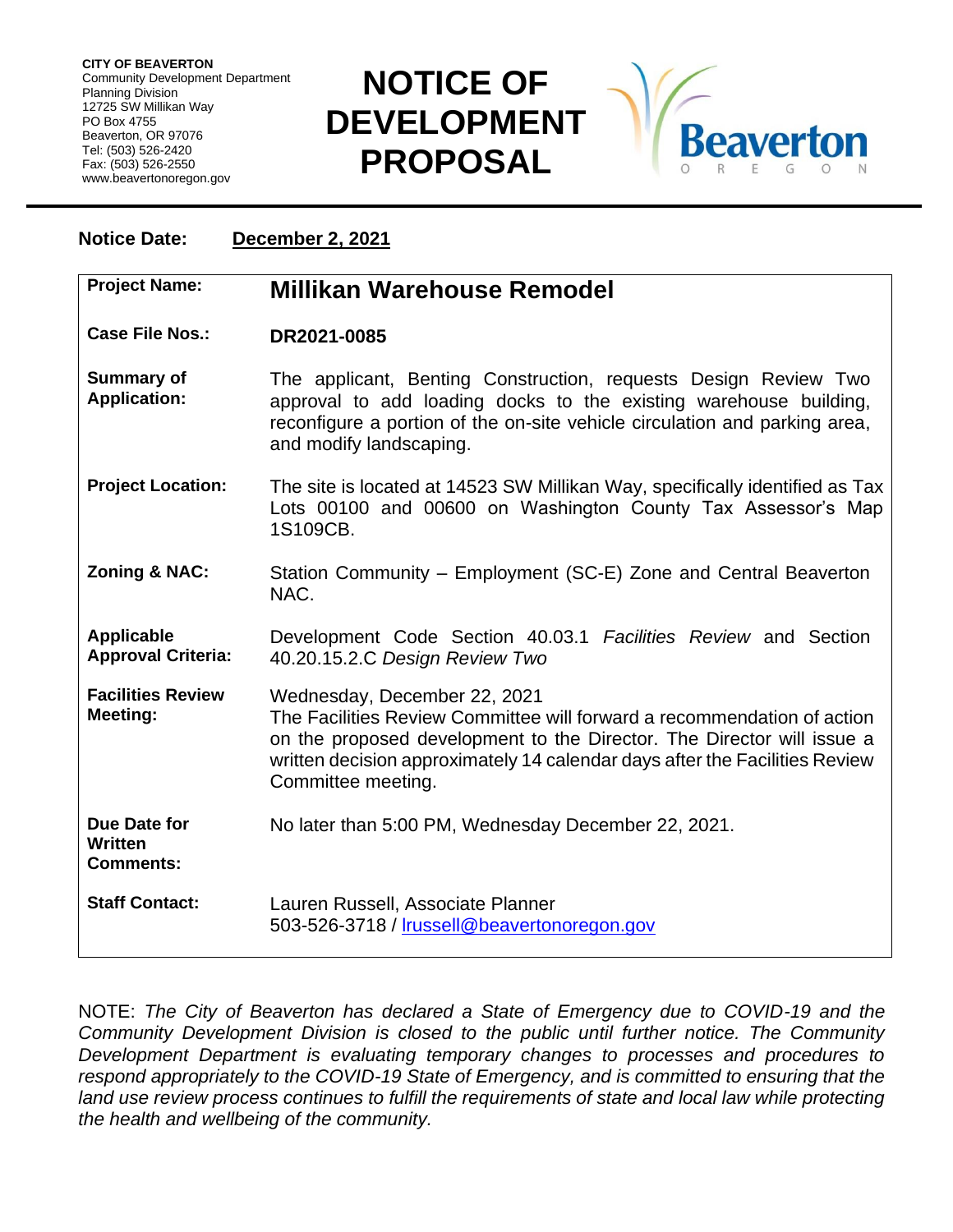**CITY OF BEAVERTON**
Community Development Department
Planning Division
12725 SW Millikan Way
PO Box 4755
Beaverton, OR 97076
Tel: (503) 526-2420
Fax: (503) 526-2550
www.beavertonoregon.gov

# NOTICE OF DEVELOPMENT PROPOSAL

Beaverton OREGON

**Notice Date:** **December 2, 2021**

| | |
|---|---|
| **Project Name:** | **Millikan Warehouse Remodel** |
| **Case File Nos.:** | **DR2021-0085** |
| **Summary of Application:** | The applicant, Benting Construction, requests Design Review Two approval to add loading docks to the existing warehouse building, reconfigure a portion of the on-site vehicle circulation and parking area, and modify landscaping. |
| **Project Location:** | The site is located at 14523 SW Millikan Way, specifically identified as Tax Lots 00100 and 00600 on Washington County Tax Assessor's Map 1S109CB. |
| **Zoning & NAC:** | Station Community – Employment (SC-E) Zone and Central Beaverton NAC. |
| **Applicable Approval Criteria:** | Development Code Section 40.03.1 *Facilities Review* and Section 40.20.15.2.C *Design Review Two* |
| **Facilities Review Meeting:** | Wednesday, December 22, 2021<br>The Facilities Review Committee will forward a recommendation of action on the proposed development to the Director. The Director will issue a written decision approximately 14 calendar days after the Facilities Review Committee meeting. |
| **Due Date for Written Comments:** | No later than 5:00 PM, Wednesday December 22, 2021. |
| **Staff Contact:** | Lauren Russell, Associate Planner<br>503-526-3718 / lrussell@beavertonoregon.gov |

NOTE: *The City of Beaverton has declared a State of Emergency due to COVID-19 and the Community Development Division is closed to the public until further notice. The Community Development Department is evaluating temporary changes to processes and procedures to respond appropriately to the COVID-19 State of Emergency, and is committed to ensuring that the land use review process continues to fulfill the requirements of state and local law while protecting the health and wellbeing of the community.*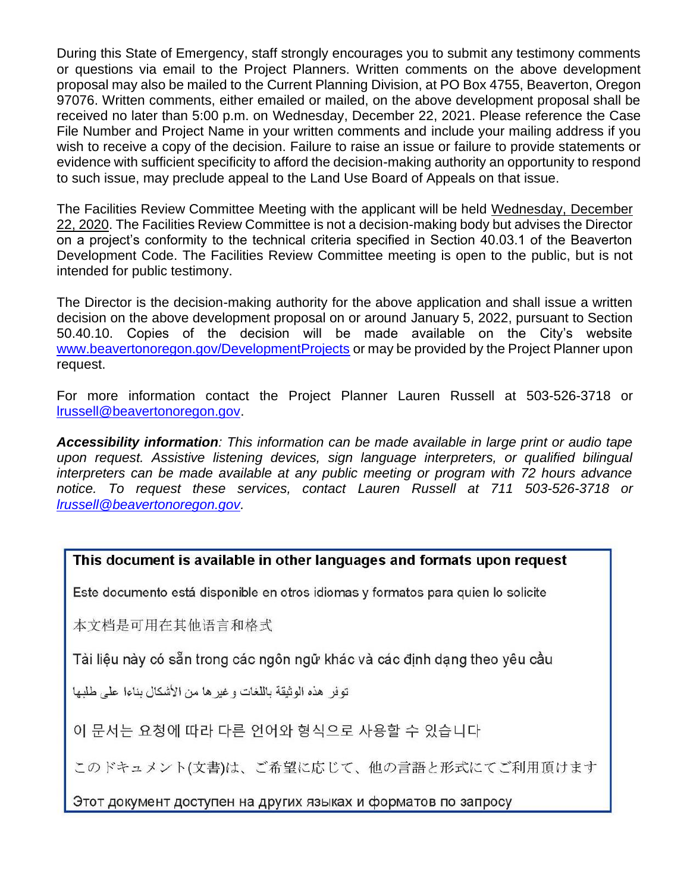During this State of Emergency, staff strongly encourages you to submit any testimony comments or questions via email to the Project Planners. Written comments on the above development proposal may also be mailed to the Current Planning Division, at PO Box 4755, Beaverton, Oregon 97076. Written comments, either emailed or mailed, on the above development proposal shall be received no later than 5:00 p.m. on Wednesday, December 22, 2021. Please reference the Case File Number and Project Name in your written comments and include your mailing address if you wish to receive a copy of the decision. Failure to raise an issue or failure to provide statements or evidence with sufficient specificity to afford the decision-making authority an opportunity to respond to such issue, may preclude appeal to the Land Use Board of Appeals on that issue.

The Facilities Review Committee Meeting with the applicant will be held Wednesday, December 22, 2020. The Facilities Review Committee is not a decision-making body but advises the Director on a project's conformity to the technical criteria specified in Section 40.03.1 of the Beaverton Development Code. The Facilities Review Committee meeting is open to the public, but is not intended for public testimony.

The Director is the decision-making authority for the above application and shall issue a written decision on the above development proposal on or around January 5, 2022, pursuant to Section 50.40.10. Copies of the decision will be made available on the City's website www.beavertonoregon.gov/DevelopmentProjects or may be provided by the Project Planner upon request.

For more information contact the Project Planner Lauren Russell at 503-526-3718 or lrussell@beavertonoregon.gov.

***Accessibility information****: This information can be made available in large print or audio tape upon request. Assistive listening devices, sign language interpreters, or qualified bilingual interpreters can be made available at any public meeting or program with 72 hours advance notice. To request these services, contact Lauren Russell at 711 503-526-3718 or lrussell@beavertonoregon.gov.*

**This document is available in other languages and formats upon request**

Este documento está disponible en otros idiomas y formatos para quien lo solicite

本文档是可用在其他语言和格式

Tài liệu này có sẵn trong các ngôn ngữ khác và các định dạng theo yêu cầu

توفر هذه الوثيقة باللغات و غيرها من الأشكال بناءا على طلبها

이 문서는 요청에 따라 다른 언어와 형식으로 사용할 수 있습니다

このドキュメント(文書)は、ご希望に応じて、他の言語と形式にてご利用頂けます

Этот документ доступен на других языках и форматов по запросу